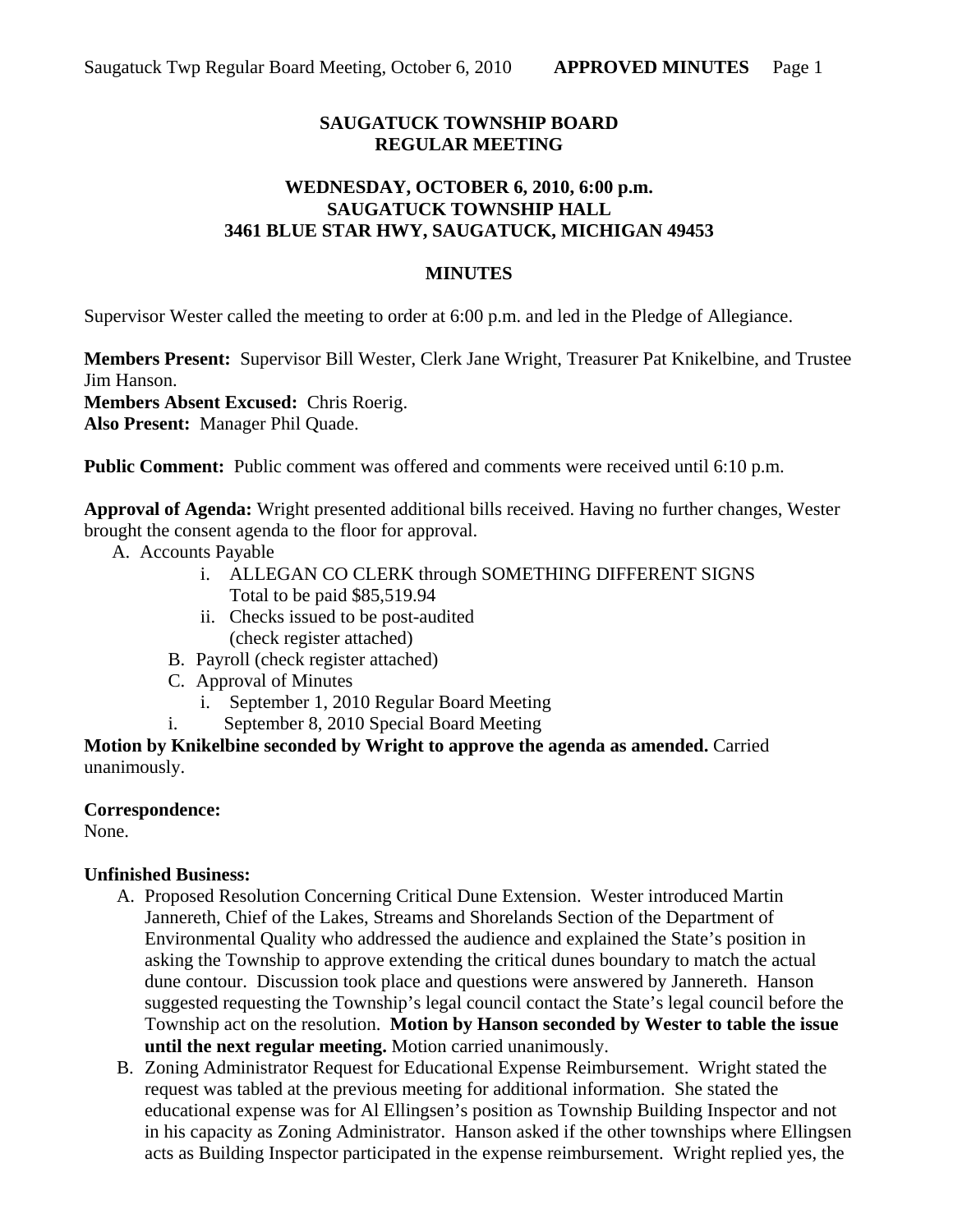# SAUGATUCK TOWNSHIP BOARD
# REGULAR MEETING

## WEDNESDAY, OCTOBER 6, 2010, 6:00 p.m.
## SAUGATUCK TOWNSHIP HALL
## 3461 BLUE STAR HWY, SAUGATUCK, MICHIGAN 49453

## MINUTES

Supervisor Wester called the meeting to order at 6:00 p.m. and led in the Pledge of Allegiance.

**Members Present:** Supervisor Bill Wester, Clerk Jane Wright, Treasurer Pat Knikelbine, and Trustee Jim Hanson.
**Members Absent Excused:** Chris Roerig.
**Also Present:** Manager Phil Quade.

**Public Comment:** Public comment was offered and comments were received until 6:10 p.m.

**Approval of Agenda:** Wright presented additional bills received. Having no further changes, Wester brought the consent agenda to the floor for approval.

A. Accounts Payable
   i. ALLEGAN CO CLERK through SOMETHING DIFFERENT SIGNS
      Total to be paid $85,519.94
   ii. Checks issued to be post-audited
      (check register attached)

B. Payroll (check register attached)

C. Approval of Minutes
   i. September 1, 2010 Regular Board Meeting
   i. September 8, 2010 Special Board Meeting

**Motion by Knikelbine seconded by Wright to approve the agenda as amended.** Carried unanimously.

**Correspondence:**
None.

**Unfinished Business:**

A. Proposed Resolution Concerning Critical Dune Extension. Wester introduced Martin Jannereth, Chief of the Lakes, Streams and Shorelands Section of the Department of Environmental Quality who addressed the audience and explained the State's position in asking the Township to approve extending the critical dunes boundary to match the actual dune contour. Discussion took place and questions were answered by Jannereth. Hanson suggested requesting the Township's legal council contact the State's legal council before the Township act on the resolution. **Motion by Hanson seconded by Wester to table the issue until the next regular meeting.** Motion carried unanimously.

B. Zoning Administrator Request for Educational Expense Reimbursement. Wright stated the request was tabled at the previous meeting for additional information. She stated the educational expense was for Al Ellingsen's position as Township Building Inspector and not in his capacity as Zoning Administrator. Hanson asked if the other townships where Ellingsen acts as Building Inspector participated in the expense reimbursement. Wright replied yes, the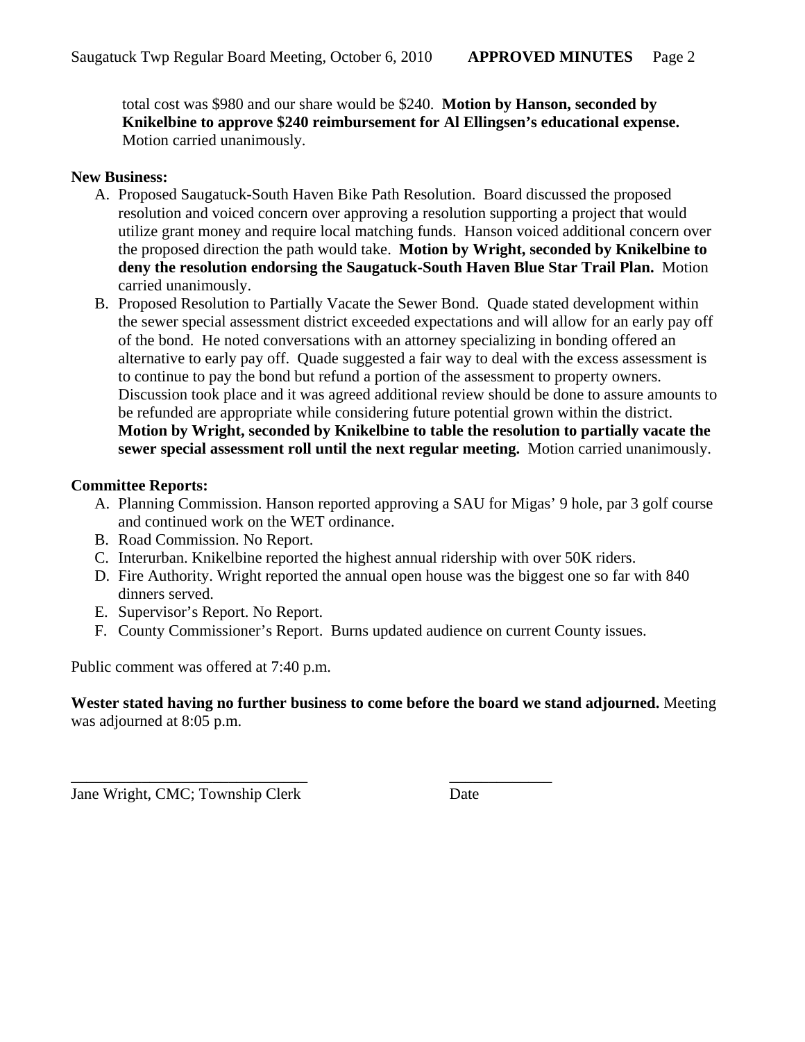total cost was $980 and our share would be $240. **Motion by Hanson, seconded by Knikelbine to approve $240 reimbursement for Al Ellingsen's educational expense.** Motion carried unanimously.

**New Business:**

A. Proposed Saugatuck-South Haven Bike Path Resolution. Board discussed the proposed resolution and voiced concern over approving a resolution supporting a project that would utilize grant money and require local matching funds. Hanson voiced additional concern over the proposed direction the path would take. **Motion by Wright, seconded by Knikelbine to deny the resolution endorsing the Saugatuck-South Haven Blue Star Trail Plan.** Motion carried unanimously.
B. Proposed Resolution to Partially Vacate the Sewer Bond. Quade stated development within the sewer special assessment district exceeded expectations and will allow for an early pay off of the bond. He noted conversations with an attorney specializing in bonding offered an alternative to early pay off. Quade suggested a fair way to deal with the excess assessment is to continue to pay the bond but refund a portion of the assessment to property owners. Discussion took place and it was agreed additional review should be done to assure amounts to be refunded are appropriate while considering future potential grown within the district. **Motion by Wright, seconded by Knikelbine to table the resolution to partially vacate the sewer special assessment roll until the next regular meeting.** Motion carried unanimously.

**Committee Reports:**

A. Planning Commission. Hanson reported approving a SAU for Migas' 9 hole, par 3 golf course and continued work on the WET ordinance.
B. Road Commission. No Report.
C. Interurban. Knikelbine reported the highest annual ridership with over 50K riders.
D. Fire Authority. Wright reported the annual open house was the biggest one so far with 840 dinners served.
E. Supervisor's Report. No Report.
F. County Commissioner's Report. Burns updated audience on current County issues.

Public comment was offered at 7:40 p.m.

**Wester stated having no further business to come before the board we stand adjourned.** Meeting was adjourned at 8:05 p.m.

______________________________ ____________
Jane Wright, CMC; Township Clerk Date